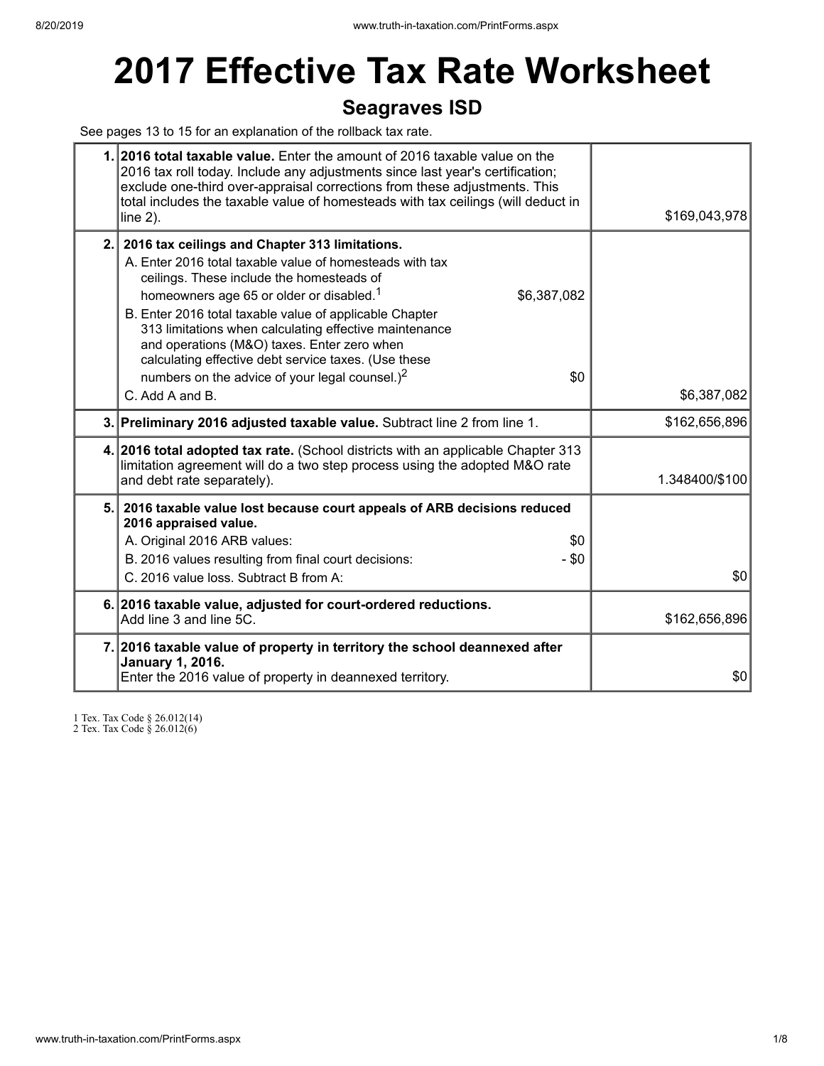# 2017 Effective Tax Rate Worksheet

## Seagraves ISD

See pages 13 to 15 for an explanation of the rollback tax rate.

| | | |
|---|---|---|
| 1. | **2016 total taxable value.** Enter the amount of 2016 taxable value on the 2016 tax roll today. Include any adjustments since last year's certification; exclude one-third over-appraisal corrections from these adjustments. This total includes the taxable value of homesteads with tax ceilings (will deduct in line 2). | $169,043,978 |
| 2. | **2016 tax ceilings and Chapter 313 limitations.**<br>A. Enter 2016 total taxable value of homesteads with tax ceilings. These include the homesteads of homeowners age 65 or older or disabled.[1] $6,387,082<br>B. Enter 2016 total taxable value of applicable Chapter 313 limitations when calculating effective maintenance and operations (M&O) taxes. Enter zero when calculating effective debt service taxes. (Use these numbers on the advice of your legal counsel.)[2] $0<br>C. Add A and B. | $6,387,082 |
| 3. | **Preliminary 2016 adjusted taxable value.** Subtract line 2 from line 1. | $162,656,896 |
| 4. | **2016 total adopted tax rate.** (School districts with an applicable Chapter 313 limitation agreement will do a two step process using the adopted M&O rate and debt rate separately). | 1.348400/$100 |
| 5. | **2016 taxable value lost because court appeals of ARB decisions reduced 2016 appraised value.**<br>A. Original 2016 ARB values: $0<br>B. 2016 values resulting from final court decisions: - $0<br>C. 2016 value loss. Subtract B from A: | $0 |
| 6. | **2016 taxable value, adjusted for court-ordered reductions.**<br>Add line 3 and line 5C. | $162,656,896 |
| 7. | **2016 taxable value of property in territory the school deannexed after January 1, 2016.**<br>Enter the 2016 value of property in deannexed territory. | $0 |

1 Tex. Tax Code § 26.012(14)
2 Tex. Tax Code § 26.012(6)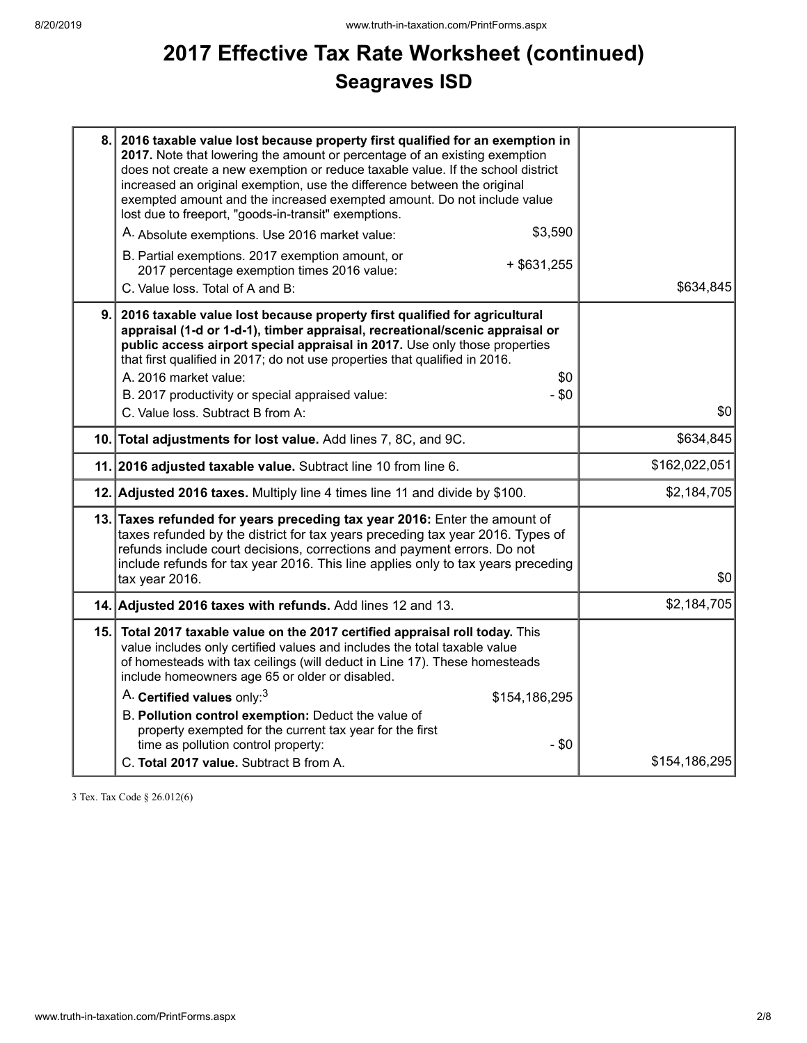# 2017 Effective Tax Rate Worksheet (continued)

## Seagraves ISD

| | | |
|---|---|---|
| 8. | **2016 taxable value lost because property first qualified for an exemption in 2017.** Note that lowering the amount or percentage of an existing exemption does not create a new exemption or reduce taxable value. If the school district increased an original exemption, use the difference between the original exempted amount and the increased exempted amount. Do not include value lost due to freeport, "goods-in-transit" exemptions.<br>A. Absolute exemptions. Use 2016 market value: $3,590<br>B. Partial exemptions. 2017 exemption amount, or 2017 percentage exemption times 2016 value: + $631,255<br>C. Value loss. Total of A and B: | $634,845 |
| 9. | **2016 taxable value lost because property first qualified for agricultural appraisal (1-d or 1-d-1), timber appraisal, recreational/scenic appraisal or public access airport special appraisal in 2017.** Use only those properties that first qualified in 2017; do not use properties that qualified in 2016.<br>A. 2016 market value: $0<br>B. 2017 productivity or special appraised value: - $0<br>C. Value loss. Subtract B from A: | $0 |
| 10. | **Total adjustments for lost value.** Add lines 7, 8C, and 9C. | $634,845 |
| 11. | **2016 adjusted taxable value.** Subtract line 10 from line 6. | $162,022,051 |
| 12. | **Adjusted 2016 taxes.** Multiply line 4 times line 11 and divide by $100. | $2,184,705 |
| 13. | **Taxes refunded for years preceding tax year 2016:** Enter the amount of taxes refunded by the district for tax years preceding tax year 2016. Types of refunds include court decisions, corrections and payment errors. Do not include refunds for tax year 2016. This line applies only to tax years preceding tax year 2016. | $0 |
| 14. | **Adjusted 2016 taxes with refunds.** Add lines 12 and 13. | $2,184,705 |
| 15. | **Total 2017 taxable value on the 2017 certified appraisal roll today.** This value includes only certified values and includes the total taxable value of homesteads with tax ceilings (will deduct in Line 17). These homesteads include homeowners age 65 or older or disabled.<br>A. **Certified values** only:[3] $154,186,295<br>B. **Pollution control exemption:** Deduct the value of property exempted for the current tax year for the first time as pollution control property: - $0<br>C. **Total 2017 value.** Subtract B from A. | $154,186,295 |

3 Tex. Tax Code § 26.012(6)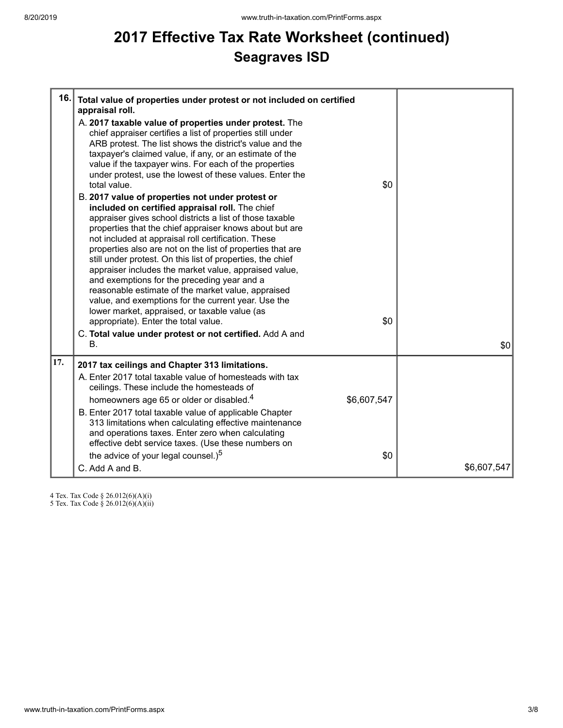# 2017 Effective Tax Rate Worksheet (continued)

## Seagraves ISD

| | | | |
|---|---|---|---|
| **16.** | **Total value of properties under protest or not included on certified appraisal roll.** | | |
| | A. **2017 taxable value of properties under protest.** The chief appraiser certifies a list of properties still under ARB protest. The list shows the district's value and the taxpayer's claimed value, if any, or an estimate of the value if the taxpayer wins. For each of the properties under protest, use the lowest of these values. Enter the total value. | $0 | |
| | B. **2017 value of properties not under protest or included on certified appraisal roll.** The chief appraiser gives school districts a list of those taxable properties that the chief appraiser knows about but are not included at appraisal roll certification. These properties also are not on the list of properties that are still under protest. On this list of properties, the chief appraiser includes the market value, appraised value, and exemptions for the preceding year and a reasonable estimate of the market value, appraised value, and exemptions for the current year. Use the lower market, appraised, or taxable value (as appropriate). Enter the total value. | $0 | |
| | C. **Total value under protest or not certified.** Add A and B. | | $0 |
| **17.** | **2017 tax ceilings and Chapter 313 limitations.** | | |
| | A. Enter 2017 total taxable value of homesteads with tax ceilings. These include the homesteads of homeowners age 65 or older or disabled.[4] | $6,607,547 | |
| | B. Enter 2017 total taxable value of applicable Chapter 313 limitations when calculating effective maintenance and operations taxes. Enter zero when calculating effective debt service taxes. (Use these numbers on the advice of your legal counsel.)[5] | $0 | |
| | C. Add A and B. | | $6,607,547 |

4 Tex. Tax Code § 26.012(6)(A)(i)
5 Tex. Tax Code § 26.012(6)(A)(ii)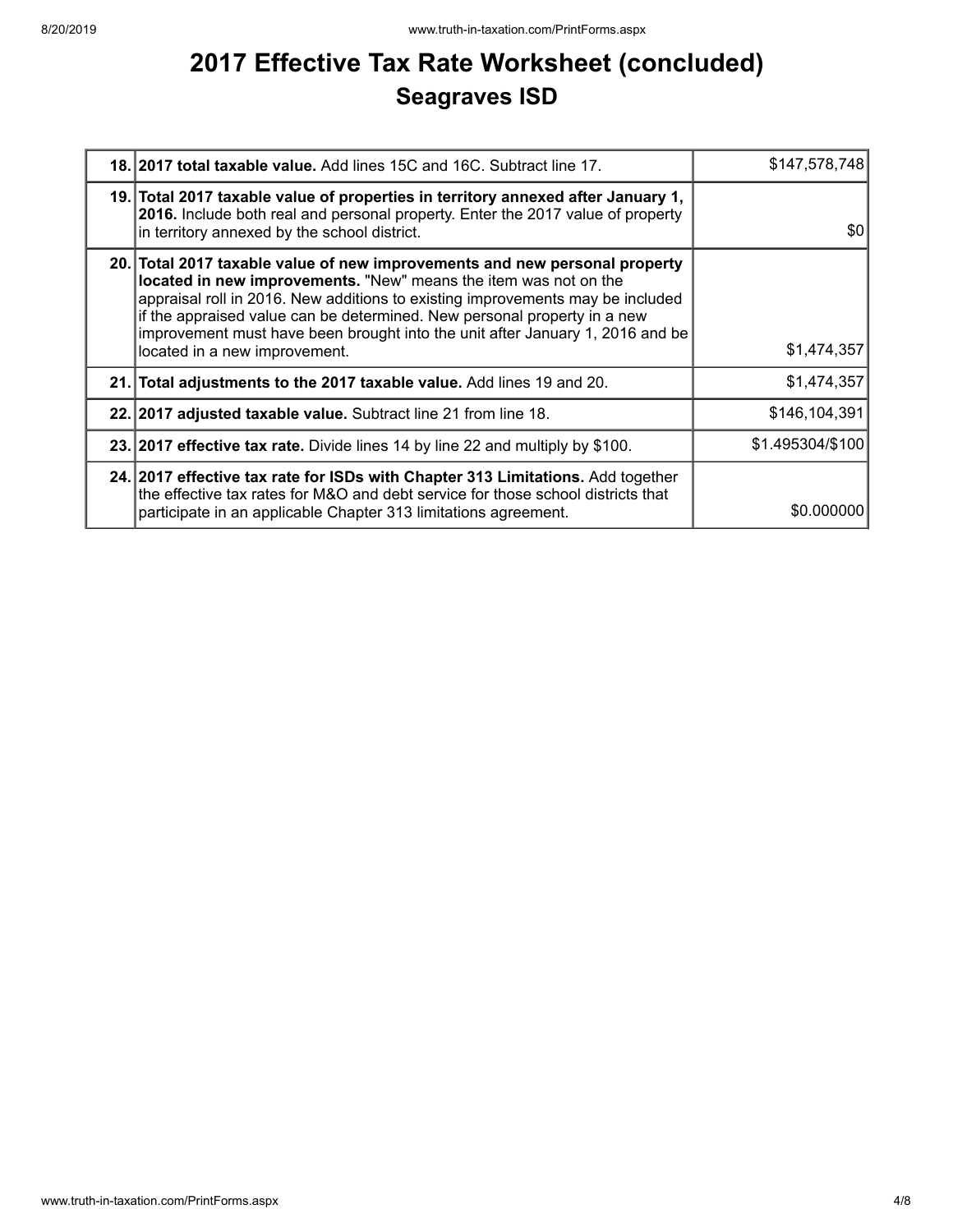# 2017 Effective Tax Rate Worksheet (concluded)

## Seagraves ISD

| | | |
|---|---|---|
| 18. | **2017 total taxable value.** Add lines 15C and 16C. Subtract line 17. | $147,578,748 |
| 19. | **Total 2017 taxable value of properties in territory annexed after January 1, 2016.** Include both real and personal property. Enter the 2017 value of property in territory annexed by the school district. | $0 |
| 20. | **Total 2017 taxable value of new improvements and new personal property located in new improvements.** "New" means the item was not on the appraisal roll in 2016. New additions to existing improvements may be included if the appraised value can be determined. New personal property in a new improvement must have been brought into the unit after January 1, 2016 and be located in a new improvement. | $1,474,357 |
| 21. | **Total adjustments to the 2017 taxable value.** Add lines 19 and 20. | $1,474,357 |
| 22. | **2017 adjusted taxable value.** Subtract line 21 from line 18. | $146,104,391 |
| 23. | **2017 effective tax rate.** Divide lines 14 by line 22 and multiply by $100. | $1.495304/$100 |
| 24. | **2017 effective tax rate for ISDs with Chapter 313 Limitations.** Add together the effective tax rates for M&O and debt service for those school districts that participate in an applicable Chapter 313 limitations agreement. | $0.000000 |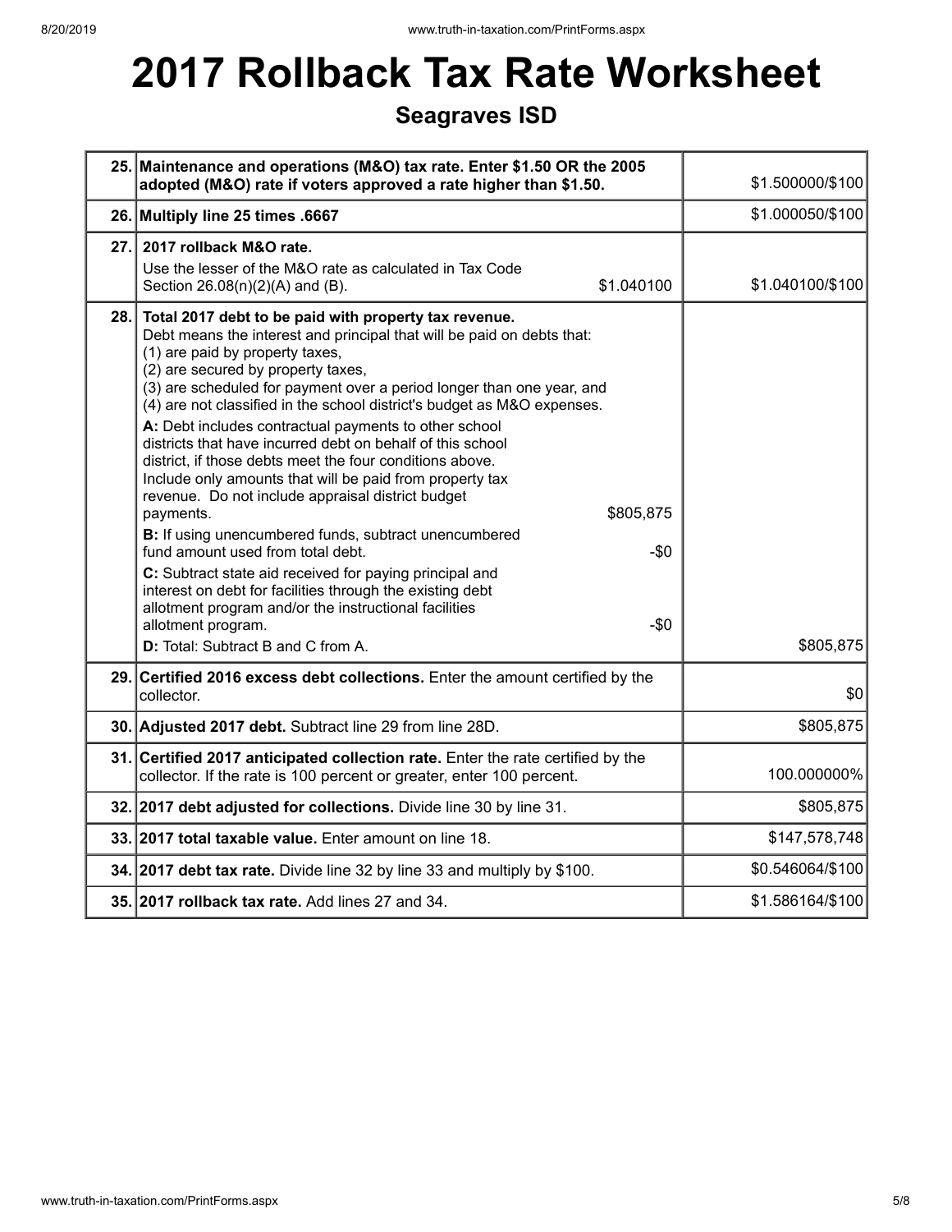# 2017 Rollback Tax Rate Worksheet

## Seagraves ISD

| No. | Description | Amount |
|---|---|---|
| 25. | **Maintenance and operations (M&O) tax rate. Enter $1.50 OR the 2005 adopted (M&O) rate if voters approved a rate higher than $1.50.** | $1.500000/$100 |
| 26. | **Multiply line 25 times .6667** | $1.000050/$100 |
| 27. | **2017 rollback M&O rate.**<br>Use the lesser of the M&O rate as calculated in Tax Code Section 26.08(n)(2)(A) and (B). $1.040100 | $1.040100/$100 |
| 28. | **Total 2017 debt to be paid with property tax revenue.**<br>Debt means the interest and principal that will be paid on debts that:<br>(1) are paid by property taxes,<br>(2) are secured by property taxes,<br>(3) are scheduled for payment over a period longer than one year, and<br>(4) are not classified in the school district's budget as M&O expenses.<br>**A:** Debt includes contractual payments to other school districts that have incurred debt on behalf of this school district, if those debts meet the four conditions above. Include only amounts that will be paid from property tax revenue. Do not include appraisal district budget payments. $805,875<br>**B:** If using unencumbered funds, subtract unencumbered fund amount used from total debt. -$0<br>**C:** Subtract state aid received for paying principal and interest on debt for facilities through the existing debt allotment program and/or the instructional facilities allotment program. -$0<br>**D:** Total: Subtract B and C from A. | $805,875 |
| 29. | **Certified 2016 excess debt collections.** Enter the amount certified by the collector. | $0 |
| 30. | **Adjusted 2017 debt.** Subtract line 29 from line 28D. | $805,875 |
| 31. | **Certified 2017 anticipated collection rate.** Enter the rate certified by the collector. If the rate is 100 percent or greater, enter 100 percent. | 100.000000% |
| 32. | **2017 debt adjusted for collections.** Divide line 30 by line 31. | $805,875 |
| 33. | **2017 total taxable value.** Enter amount on line 18. | $147,578,748 |
| 34. | **2017 debt tax rate.** Divide line 32 by line 33 and multiply by $100. | $0.546064/$100 |
| 35. | **2017 rollback tax rate.** Add lines 27 and 34. | $1.586164/$100 |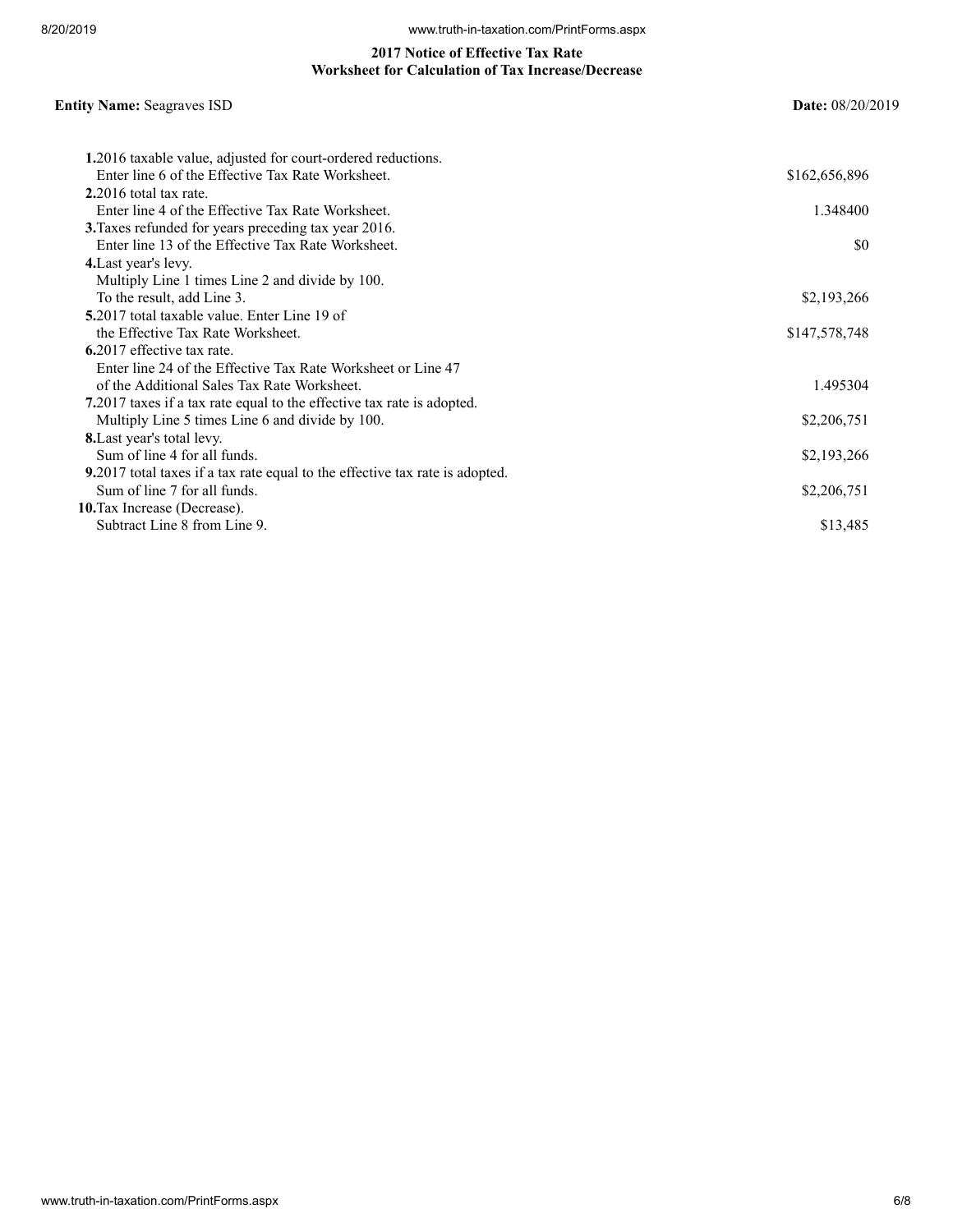## 2017 Notice of Effective Tax Rate
## Worksheet for Calculation of Tax Increase/Decrease

**Entity Name:** Seagraves ISD **Date:** 08/20/2019

| | |
|---|---|
| **1.** 2016 taxable value, adjusted for court-ordered reductions. Enter line 6 of the Effective Tax Rate Worksheet. | $162,656,896 |
| **2.** 2016 total tax rate. Enter line 4 of the Effective Tax Rate Worksheet. | 1.348400 |
| **3.** Taxes refunded for years preceding tax year 2016. Enter line 13 of the Effective Tax Rate Worksheet. | $0 |
| **4.** Last year's levy. Multiply Line 1 times Line 2 and divide by 100. To the result, add Line 3. | $2,193,266 |
| **5.** 2017 total taxable value. Enter Line 19 of the Effective Tax Rate Worksheet. | $147,578,748 |
| **6.** 2017 effective tax rate. Enter line 24 of the Effective Tax Rate Worksheet or Line 47 of the Additional Sales Tax Rate Worksheet. | 1.495304 |
| **7.** 2017 taxes if a tax rate equal to the effective tax rate is adopted. Multiply Line 5 times Line 6 and divide by 100. | $2,206,751 |
| **8.** Last year's total levy. Sum of line 4 for all funds. | $2,193,266 |
| **9.** 2017 total taxes if a tax rate equal to the effective tax rate is adopted. Sum of line 7 for all funds. | $2,206,751 |
| **10.** Tax Increase (Decrease). Subtract Line 8 from Line 9. | $13,485 |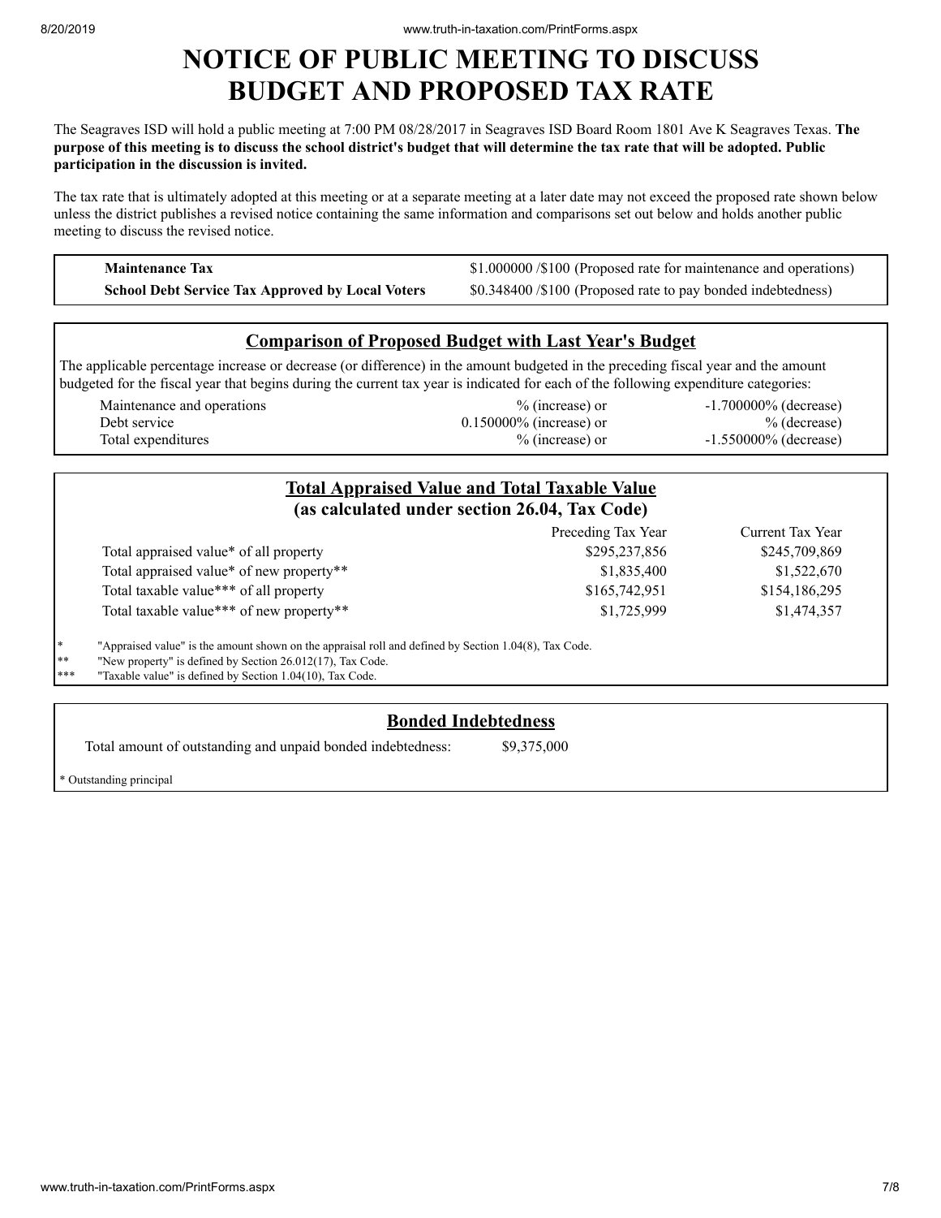# NOTICE OF PUBLIC MEETING TO DISCUSS BUDGET AND PROPOSED TAX RATE

The Seagraves ISD will hold a public meeting at 7:00 PM 08/28/2017 in Seagraves ISD Board Room 1801 Ave K Seagraves Texas. **The purpose of this meeting is to discuss the school district's budget that will determine the tax rate that will be adopted. Public participation in the discussion is invited.**

The tax rate that is ultimately adopted at this meeting or at a separate meeting at a later date may not exceed the proposed rate shown below unless the district publishes a revised notice containing the same information and comparisons set out below and holds another public meeting to discuss the revised notice.

| | |
|---|---|
| **Maintenance Tax** | $1.000000 /$100 (Proposed rate for maintenance and operations) |
| **School Debt Service Tax Approved by Local Voters** | $0.348400 /$100 (Proposed rate to pay bonded indebtedness) |

## Comparison of Proposed Budget with Last Year's Budget

The applicable percentage increase or decrease (or difference) in the amount budgeted in the preceding fiscal year and the amount budgeted for the fiscal year that begins during the current tax year is indicated for each of the following expenditure categories:

| | | |
|---|---|---|
| Maintenance and operations | % (increase) or | -1.700000% (decrease) |
| Debt service | 0.150000% (increase) or | % (decrease) |
| Total expenditures | % (increase) or | -1.550000% (decrease) |

## Total Appraised Value and Total Taxable Value (as calculated under section 26.04, Tax Code)

| | Preceding Tax Year | Current Tax Year |
|---|---|---|
| Total appraised value* of all property | $295,237,856 | $245,709,869 |
| Total appraised value* of new property** | $1,835,400 | $1,522,670 |
| Total taxable value*** of all property | $165,742,951 | $154,186,295 |
| Total taxable value*** of new property** | $1,725,999 | $1,474,357 |

\* "Appraised value" is the amount shown on the appraisal roll and defined by Section 1.04(8), Tax Code.
** "New property" is defined by Section 26.012(17), Tax Code.
*** "Taxable value" is defined by Section 1.04(10), Tax Code.

## Bonded Indebtedness

Total amount of outstanding and unpaid bonded indebtedness: $9,375,000

\* Outstanding principal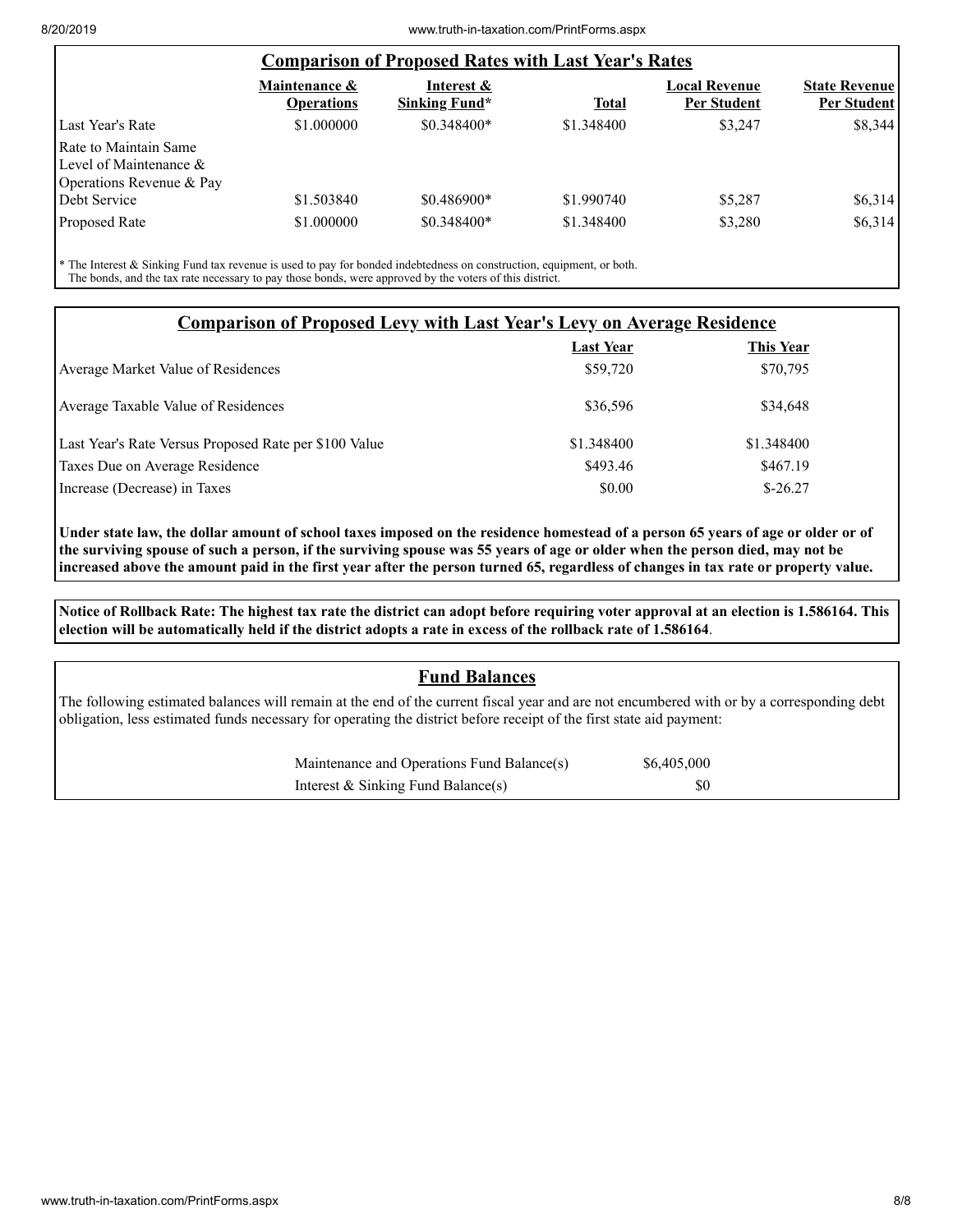## Comparison of Proposed Rates with Last Year's Rates

| | Maintenance & Operations | Interest & Sinking Fund* | Total | Local Revenue Per Student | State Revenue Per Student |
|---|---|---|---|---|---|
| Last Year's Rate | $1.000000 | $0.348400* | $1.348400 | $3,247 | $8,344 |
| Rate to Maintain Same Level of Maintenance & Operations Revenue & Pay Debt Service | $1.503840 | $0.486900* | $1.990740 | $5,287 | $6,314 |
| Proposed Rate | $1.000000 | $0.348400* | $1.348400 | $3,280 | $6,314 |

* The Interest & Sinking Fund tax revenue is used to pay for bonded indebtedness on construction, equipment, or both. The bonds, and the tax rate necessary to pay those bonds, were approved by the voters of this district.

## Comparison of Proposed Levy with Last Year's Levy on Average Residence

| | Last Year | This Year |
|---|---|---|
| Average Market Value of Residences | $59,720 | $70,795 |
| Average Taxable Value of Residences | $36,596 | $34,648 |
| Last Year's Rate Versus Proposed Rate per $100 Value | $1.348400 | $1.348400 |
| Taxes Due on Average Residence | $493.46 | $467.19 |
| Increase (Decrease) in Taxes | $0.00 | $-26.27 |

**Under state law, the dollar amount of school taxes imposed on the residence homestead of a person 65 years of age or older or of the surviving spouse of such a person, if the surviving spouse was 55 years of age or older when the person died, may not be increased above the amount paid in the first year after the person turned 65, regardless of changes in tax rate or property value.**

**Notice of Rollback Rate: The highest tax rate the district can adopt before requiring voter approval at an election is 1.586164. This election will be automatically held if the district adopts a rate in excess of the rollback rate of 1.586164**.

## Fund Balances

The following estimated balances will remain at the end of the current fiscal year and are not encumbered with or by a corresponding debt obligation, less estimated funds necessary for operating the district before receipt of the first state aid payment:

| | |
|---|---|
| Maintenance and Operations Fund Balance(s) | $6,405,000 |
| Interest & Sinking Fund Balance(s) | $0 |